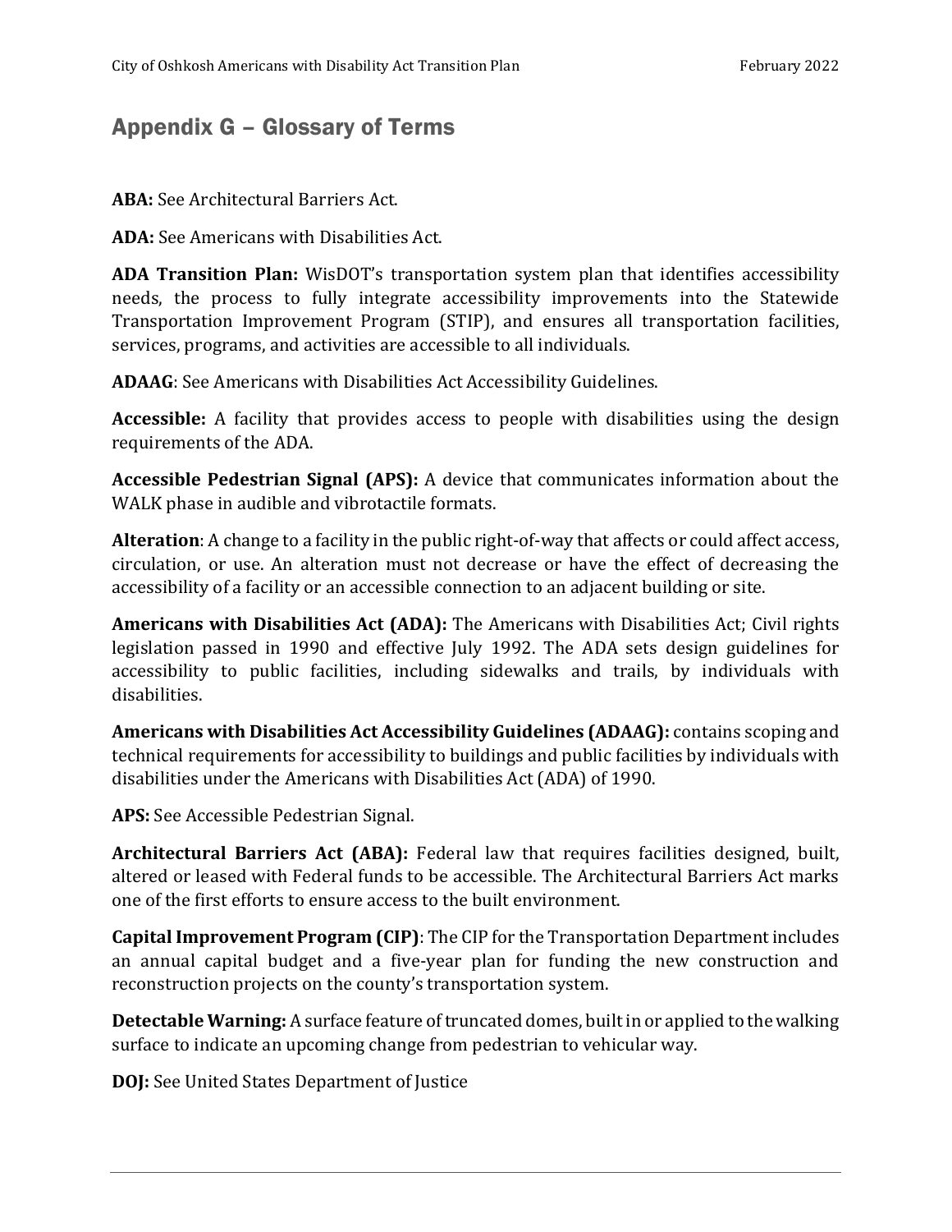## Appendix G – Glossary of Terms

**ABA:** See Architectural Barriers Act.

**ADA:** See Americans with Disabilities Act.

**ADA Transition Plan:** WisDOT's transportation system plan that identifies accessibility needs, the process to fully integrate accessibility improvements into the Statewide Transportation Improvement Program (STIP), and ensures all transportation facilities, services, programs, and activities are accessible to all individuals.

**ADAAG**: See Americans with Disabilities Act Accessibility Guidelines.

**Accessible:** A facility that provides access to people with disabilities using the design requirements of the ADA.

**Accessible Pedestrian Signal (APS):** A device that communicates information about the WALK phase in audible and vibrotactile formats.

**Alteration**: A change to a facility in the public right-of-way that affects or could affect access, circulation, or use. An alteration must not decrease or have the effect of decreasing the accessibility of a facility or an accessible connection to an adjacent building or site.

**Americans with Disabilities Act (ADA):** The Americans with Disabilities Act; Civil rights legislation passed in 1990 and effective July 1992. The ADA sets design guidelines for accessibility to public facilities, including sidewalks and trails, by individuals with disabilities.

**Americans with Disabilities Act Accessibility Guidelines (ADAAG):** contains scoping and technical requirements for accessibility to buildings and public facilities by individuals with disabilities under the Americans with Disabilities Act (ADA) of 1990.

**APS:** See Accessible Pedestrian Signal.

**Architectural Barriers Act (ABA):** Federal law that requires facilities designed, built, altered or leased with Federal funds to be accessible. The Architectural Barriers Act marks one of the first efforts to ensure access to the built environment.

**Capital Improvement Program (CIP)**: The CIP for the Transportation Department includes an annual capital budget and a five-year plan for funding the new construction and reconstruction projects on the county's transportation system.

**Detectable Warning:** A surface feature of truncated domes, built in or applied to the walking surface to indicate an upcoming change from pedestrian to vehicular way.

**DOJ:** See United States Department of Justice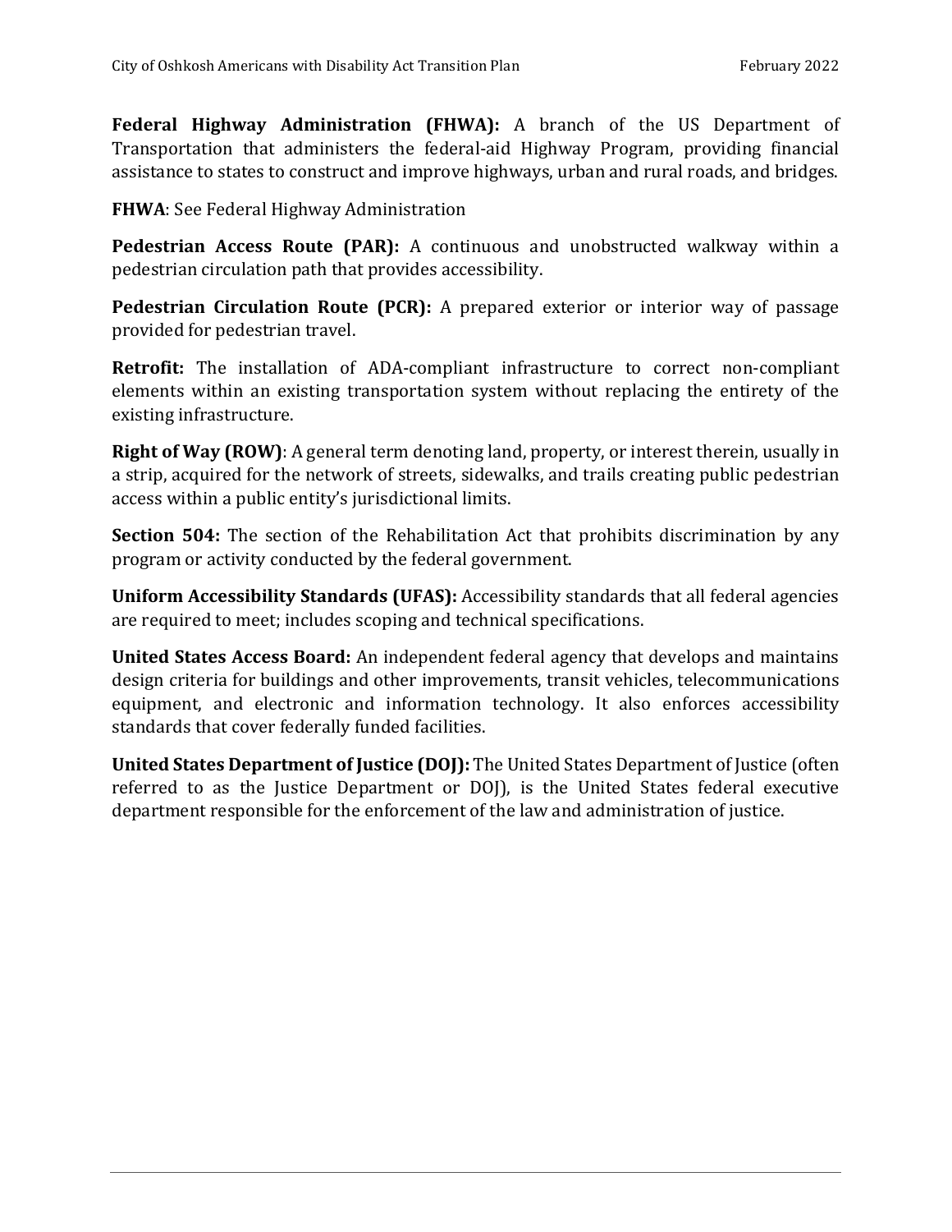**Federal Highway Administration (FHWA):** A branch of the US Department of Transportation that administers the federal-aid Highway Program, providing financial assistance to states to construct and improve highways, urban and rural roads, and bridges.

**FHWA**: See Federal Highway Administration

**Pedestrian Access Route (PAR):** A continuous and unobstructed walkway within a pedestrian circulation path that provides accessibility.

**Pedestrian Circulation Route (PCR):** A prepared exterior or interior way of passage provided for pedestrian travel.

**Retrofit:** The installation of ADA-compliant infrastructure to correct non-compliant elements within an existing transportation system without replacing the entirety of the existing infrastructure.

**Right of Way (ROW)**: A general term denoting land, property, or interest therein, usually in a strip, acquired for the network of streets, sidewalks, and trails creating public pedestrian access within a public entity's jurisdictional limits.

**Section 504:** The section of the Rehabilitation Act that prohibits discrimination by any program or activity conducted by the federal government.

**Uniform Accessibility Standards (UFAS):** Accessibility standards that all federal agencies are required to meet; includes scoping and technical specifications.

**United States Access Board:** An independent federal agency that develops and maintains design criteria for buildings and other improvements, transit vehicles, telecommunications equipment, and electronic and information technology. It also enforces accessibility standards that cover federally funded facilities.

**United States Department of Justice (DOJ):** The United States Department of Justice (often referred to as the Justice Department or DOJ), is the United States federal executive department responsible for the enforcement of the law and administration of justice.